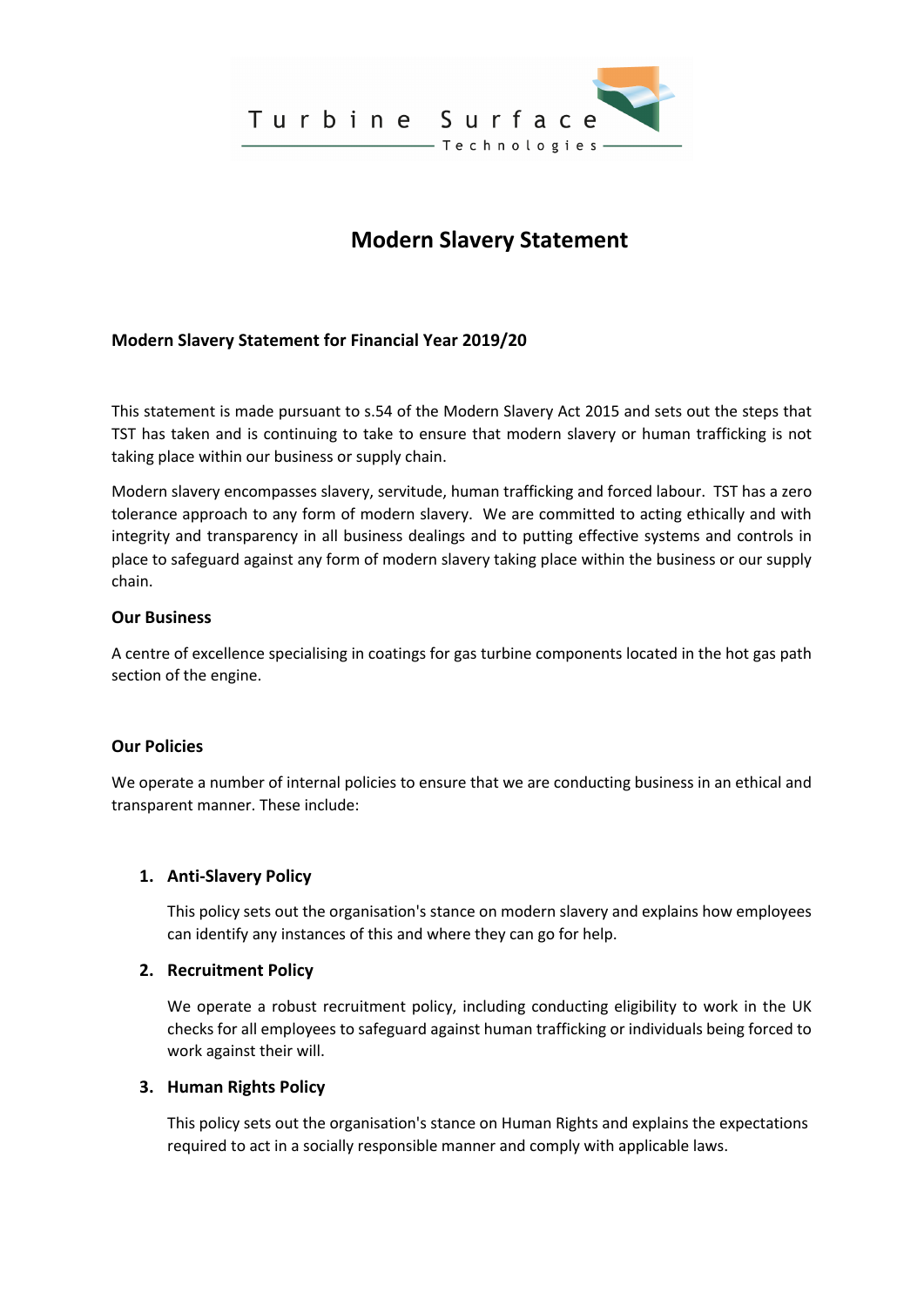Turbine Surface Technologies

# Modern Slavery Statement

## Modern Slavery Statement for Financial Year 2019/20

This statement is made pursuant to s.54 of the Modern Slavery Act 2015 and sets out the steps that TST has taken and is continuing to take to ensure that modern slavery or human trafficking is not taking place within our business or supply chain.

Modern slavery encompasses slavery, servitude, human trafficking and forced labour. TST has a zero tolerance approach to any form of modern slavery. We are committed to acting ethically and with integrity and transparency in all business dealings and to putting effective systems and controls in place to safeguard against any form of modern slavery taking place within the business or our supply chain.

### Our Business

A centre of excellence specialising in coatings for gas turbine components located in the hot gas path section of the engine.

### Our Policies

We operate a number of internal policies to ensure that we are conducting business in an ethical and transparent manner. These include:

1. **Anti-Slavery Policy**

   This policy sets out the organisation's stance on modern slavery and explains how employees can identify any instances of this and where they can go for help.

2. **Recruitment Policy**

   We operate a robust recruitment policy, including conducting eligibility to work in the UK checks for all employees to safeguard against human trafficking or individuals being forced to work against their will.

3. **Human Rights Policy**

   This policy sets out the organisation's stance on Human Rights and explains the expectations required to act in a socially responsible manner and comply with applicable laws.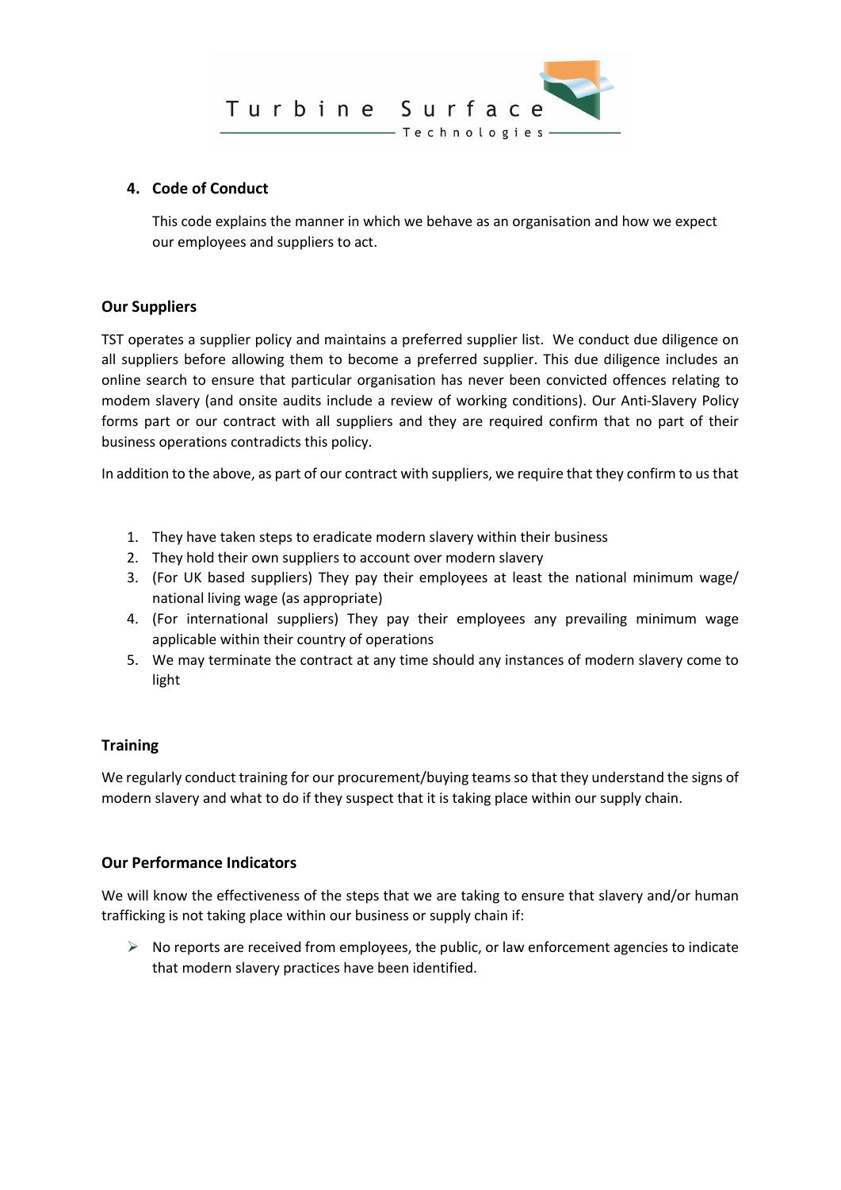## 4. Code of Conduct

This code explains the manner in which we behave as an organisation and how we expect our employees and suppliers to act.

### Our Suppliers

TST operates a supplier policy and maintains a preferred supplier list. We conduct due diligence on all suppliers before allowing them to become a preferred supplier. This due diligence includes an online search to ensure that particular organisation has never been convicted offences relating to modem slavery (and onsite audits include a review of working conditions). Our Anti-Slavery Policy forms part or our contract with all suppliers and they are required confirm that no part of their business operations contradicts this policy.

In addition to the above, as part of our contract with suppliers, we require that they confirm to us that

1. They have taken steps to eradicate modern slavery within their business
2. They hold their own suppliers to account over modern slavery
3. (For UK based suppliers) They pay their employees at least the national minimum wage/ national living wage (as appropriate)
4. (For international suppliers) They pay their employees any prevailing minimum wage applicable within their country of operations
5. We may terminate the contract at any time should any instances of modern slavery come to light

### Training

We regularly conduct training for our procurement/buying teams so that they understand the signs of modern slavery and what to do if they suspect that it is taking place within our supply chain.

### Our Performance Indicators

We will know the effectiveness of the steps that we are taking to ensure that slavery and/or human trafficking is not taking place within our business or supply chain if:

- No reports are received from employees, the public, or law enforcement agencies to indicate that modern slavery practices have been identified.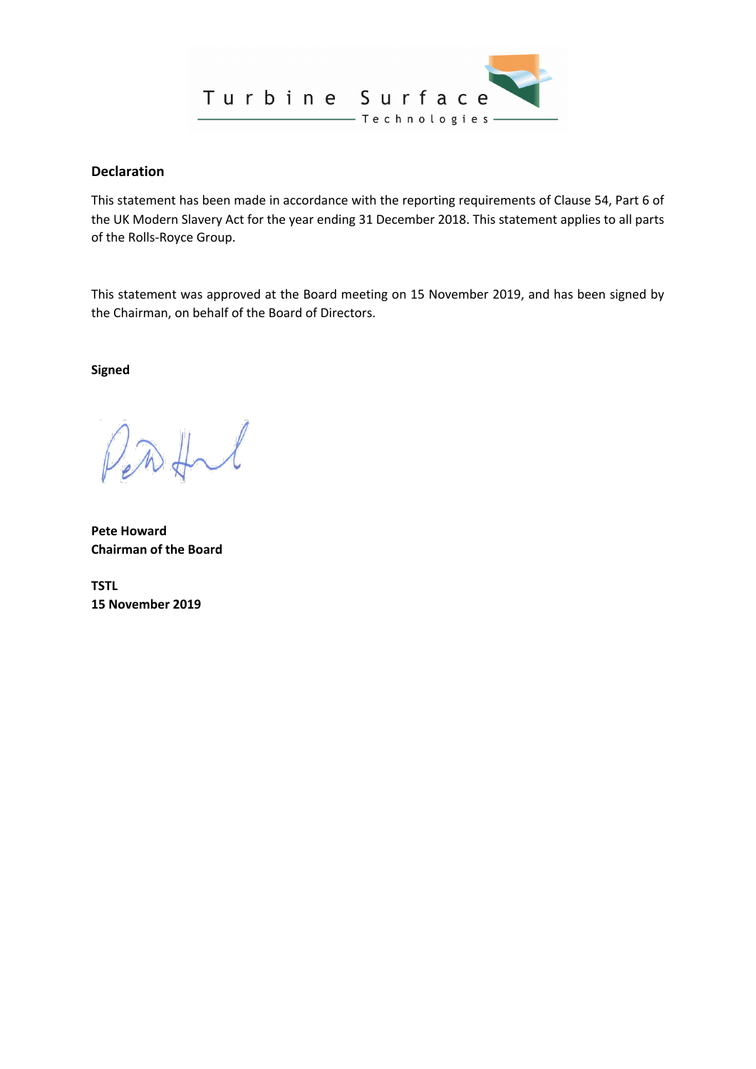## Declaration

This statement has been made in accordance with the reporting requirements of Clause 54, Part 6 of the UK Modern Slavery Act for the year ending 31 December 2018. This statement applies to all parts of the Rolls-Royce Group.

This statement was approved at the Board meeting on 15 November 2019, and has been signed by the Chairman, on behalf of the Board of Directors.

**Signed**

**Pete Howard**
**Chairman of the Board**

**TSTL**
**15 November 2019**